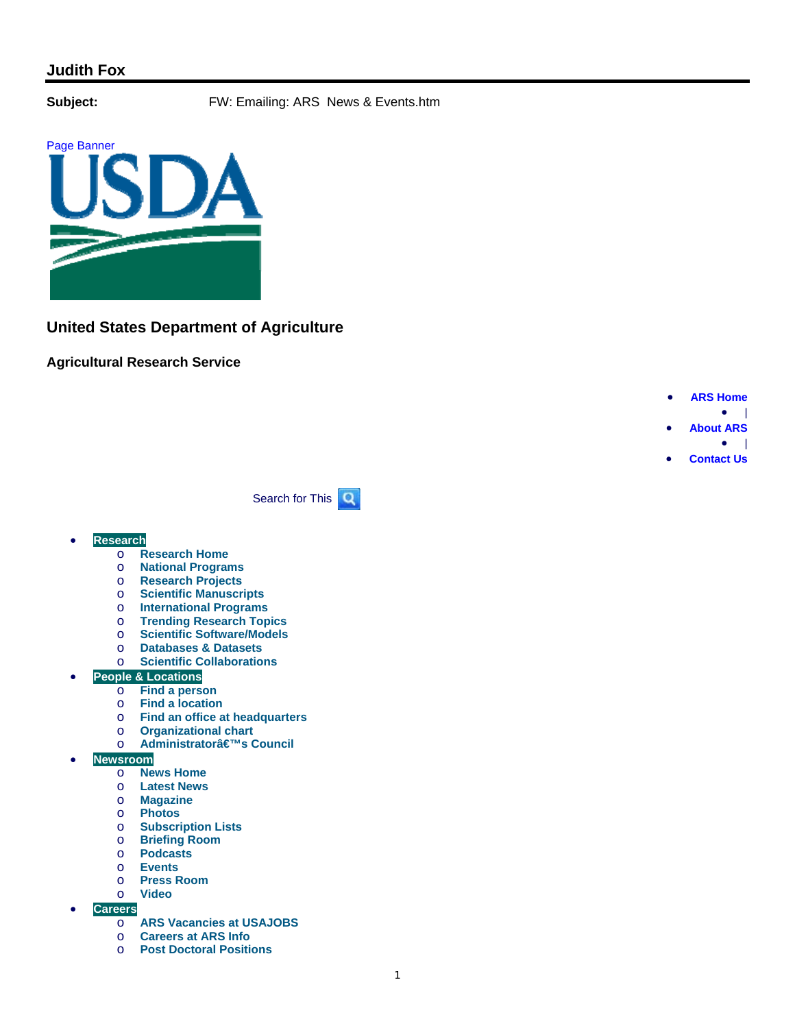## Judith Fox

**Subject:** FW: Emailing: ARS News & Events.htm

Page Banner

# United States Department of Agriculture

### Agricultural Research Service

- **ARS Home**
  - |
- **About ARS**
  - |
- **Contact Us**

Search for This

- **Research**
  - **Research Home**
  - **National Programs**
  - **Research Projects**
  - **Scientific Manuscripts**
  - **International Programs**
  - **Trending Research Topics**
  - **Scientific Software/Models**
  - **Databases & Datasets**
  - **Scientific Collaborations**
- **People & Locations**
  - **Find a person**
  - **Find a location**
  - **Find an office at headquarters**
  - **Organizational chart**
  - **Administratorâ€™s Council**
- **Newsroom**
  - **News Home**
  - **Latest News**
  - **Magazine**
  - **Photos**
  - **Subscription Lists**
  - **Briefing Room**
  - **Podcasts**
  - **Events**
  - **Press Room**
  - **Video**
- **Careers**
  - **ARS Vacancies at USAJOBS**
  - **Careers at ARS Info**
  - **Post Doctoral Positions**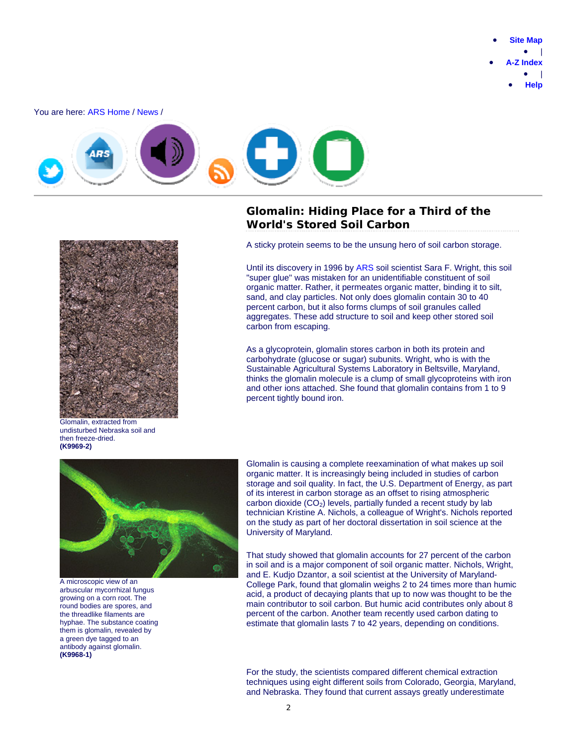- Site Map
- |
- A-Z Index
- |
- Help

You are here: ARS Home / News /

## Glomalin: Hiding Place for a Third of the World's Stored Soil Carbon

A sticky protein seems to be the unsung hero of soil carbon storage.

Until its discovery in 1996 by ARS soil scientist Sara F. Wright, this soil "super glue" was mistaken for an unidentifiable constituent of soil organic matter. Rather, it permeates organic matter, binding it to silt, sand, and clay particles. Not only does glomalin contain 30 to 40 percent carbon, but it also forms clumps of soil granules called aggregates. These add structure to soil and keep other stored soil carbon from escaping.

As a glycoprotein, glomalin stores carbon in both its protein and carbohydrate (glucose or sugar) subunits. Wright, who is with the Sustainable Agricultural Systems Laboratory in Beltsville, Maryland, thinks the glomalin molecule is a clump of small glycoproteins with iron and other ions attached. She found that glomalin contains from 1 to 9 percent tightly bound iron.

Glomalin, extracted from undisturbed Nebraska soil and then freeze-dried. **(K9969-2)**

Glomalin is causing a complete reexamination of what makes up soil organic matter. It is increasingly being included in studies of carbon storage and soil quality. In fact, the U.S. Department of Energy, as part of its interest in carbon storage as an offset to rising atmospheric carbon dioxide ($CO_2$) levels, partially funded a recent study by lab technician Kristine A. Nichols, a colleague of Wright's. Nichols reported on the study as part of her doctoral dissertation in soil science at the University of Maryland.

That study showed that glomalin accounts for 27 percent of the carbon in soil and is a major component of soil organic matter. Nichols, Wright, and E. Kudjo Dzantor, a soil scientist at the University of Maryland-College Park, found that glomalin weighs 2 to 24 times more than humic acid, a product of decaying plants that up to now was thought to be the main contributor to soil carbon. But humic acid contributes only about 8 percent of the carbon. Another team recently used carbon dating to estimate that glomalin lasts 7 to 42 years, depending on conditions.

A microscopic view of an arbuscular mycorrhizal fungus growing on a corn root. The round bodies are spores, and the threadlike filaments are hyphae. The substance coating them is glomalin, revealed by a green dye tagged to an antibody against glomalin. **(K9968-1)**

For the study, the scientists compared different chemical extraction techniques using eight different soils from Colorado, Georgia, Maryland, and Nebraska. They found that current assays greatly underestimate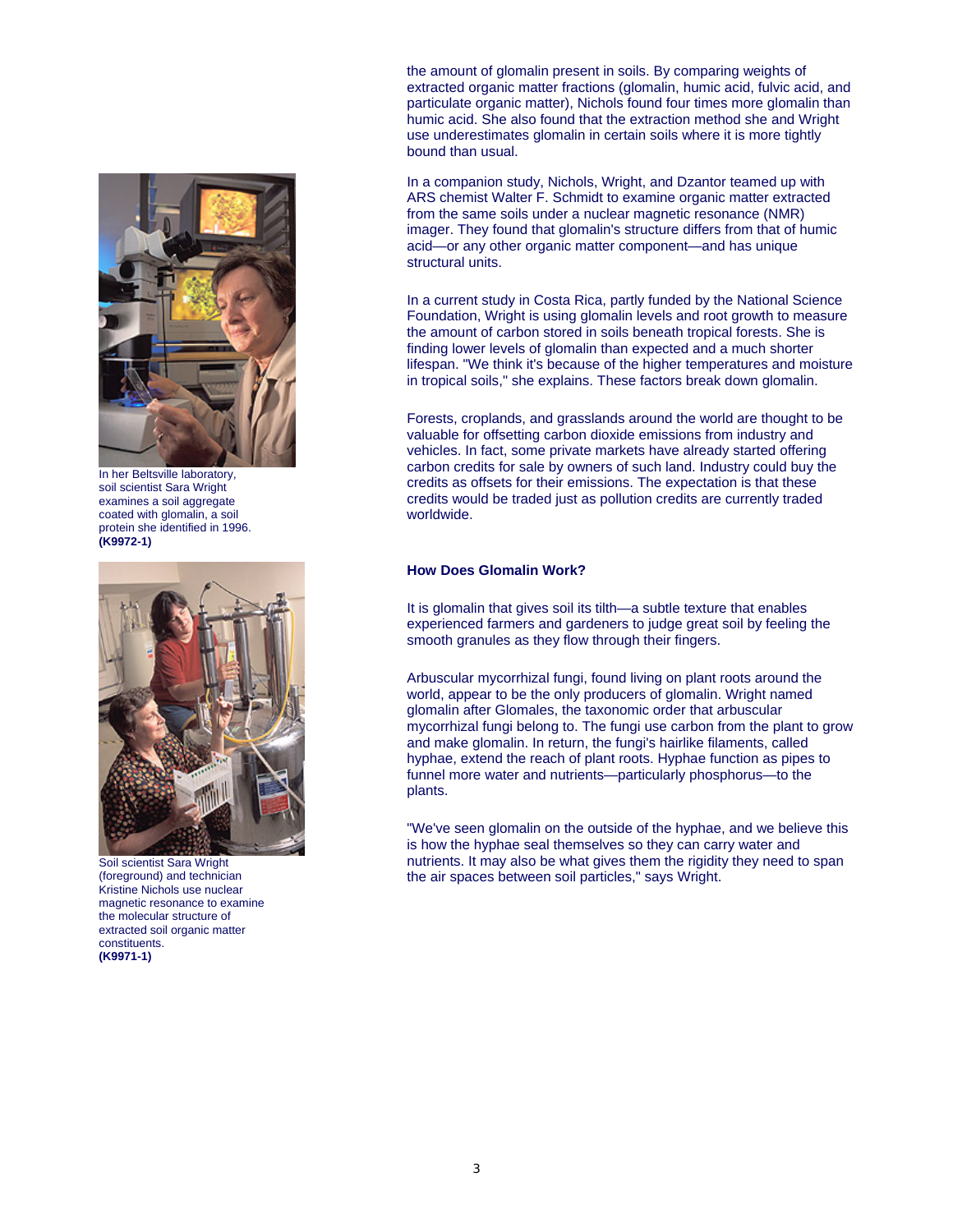the amount of glomalin present in soils. By comparing weights of extracted organic matter fractions (glomalin, humic acid, fulvic acid, and particulate organic matter), Nichols found four times more glomalin than humic acid. She also found that the extraction method she and Wright use underestimates glomalin in certain soils where it is more tightly bound than usual.

In a companion study, Nichols, Wright, and Dzantor teamed up with ARS chemist Walter F. Schmidt to examine organic matter extracted from the same soils under a nuclear magnetic resonance (NMR) imager. They found that glomalin's structure differs from that of humic acid—or any other organic matter component—and has unique structural units.

In a current study in Costa Rica, partly funded by the National Science Foundation, Wright is using glomalin levels and root growth to measure the amount of carbon stored in soils beneath tropical forests. She is finding lower levels of glomalin than expected and a much shorter lifespan. "We think it's because of the higher temperatures and moisture in tropical soils," she explains. These factors break down glomalin.

Forests, croplands, and grasslands around the world are thought to be valuable for offsetting carbon dioxide emissions from industry and vehicles. In fact, some private markets have already started offering carbon credits for sale by owners of such land. Industry could buy the credits as offsets for their emissions. The expectation is that these credits would be traded just as pollution credits are currently traded worldwide.

In her Beltsville laboratory, soil scientist Sara Wright examines a soil aggregate coated with glomalin, a soil protein she identified in 1996. **(K9972-1)**

Soil scientist Sara Wright (foreground) and technician Kristine Nichols use nuclear magnetic resonance to examine the molecular structure of extracted soil organic matter constituents. **(K9971-1)**

### How Does Glomalin Work?

It is glomalin that gives soil its tilth—a subtle texture that enables experienced farmers and gardeners to judge great soil by feeling the smooth granules as they flow through their fingers.

Arbuscular mycorrhizal fungi, found living on plant roots around the world, appear to be the only producers of glomalin. Wright named glomalin after Glomales, the taxonomic order that arbuscular mycorrhizal fungi belong to. The fungi use carbon from the plant to grow and make glomalin. In return, the fungi's hairlike filaments, called hyphae, extend the reach of plant roots. Hyphae function as pipes to funnel more water and nutrients—particularly phosphorus—to the plants.

"We've seen glomalin on the outside of the hyphae, and we believe this is how the hyphae seal themselves so they can carry water and nutrients. It may also be what gives them the rigidity they need to span the air spaces between soil particles," says Wright.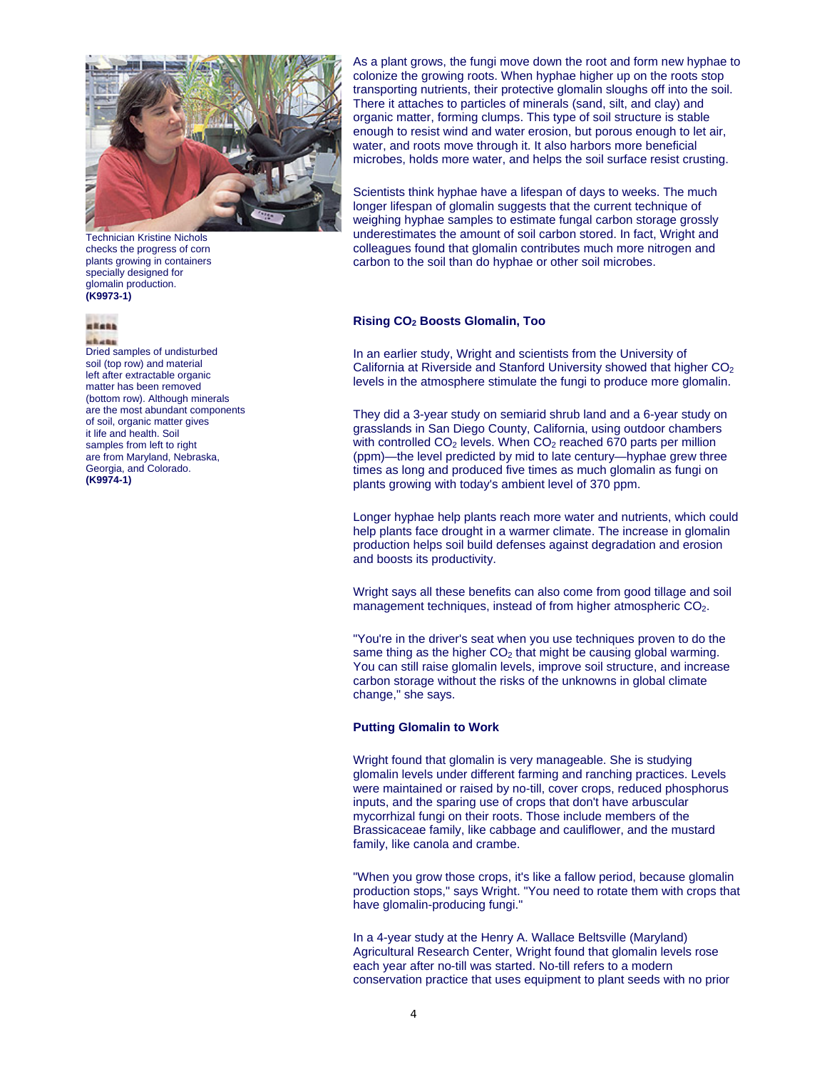Technician Kristine Nichols checks the progress of corn plants growing in containers specially designed for glomalin production. **(K9973-1)**

Dried samples of undisturbed soil (top row) and material left after extractable organic matter has been removed (bottom row). Although minerals are the most abundant components of soil, organic matter gives it life and health. Soil samples from left to right are from Maryland, Nebraska, Georgia, and Colorado. **(K9974-1)**

As a plant grows, the fungi move down the root and form new hyphae to colonize the growing roots. When hyphae higher up on the roots stop transporting nutrients, their protective glomalin sloughs off into the soil. There it attaches to particles of minerals (sand, silt, and clay) and organic matter, forming clumps. This type of soil structure is stable enough to resist wind and water erosion, but porous enough to let air, water, and roots move through it. It also harbors more beneficial microbes, holds more water, and helps the soil surface resist crusting.

Scientists think hyphae have a lifespan of days to weeks. The much longer lifespan of glomalin suggests that the current technique of weighing hyphae samples to estimate fungal carbon storage grossly underestimates the amount of soil carbon stored. In fact, Wright and colleagues found that glomalin contributes much more nitrogen and carbon to the soil than do hyphae or other soil microbes.

### Rising $CO_2$ Boosts Glomalin, Too

In an earlier study, Wright and scientists from the University of California at Riverside and Stanford University showed that higher $CO_2$ levels in the atmosphere stimulate the fungi to produce more glomalin.

They did a 3-year study on semiarid shrub land and a 6-year study on grasslands in San Diego County, California, using outdoor chambers with controlled $CO_2$ levels. When $CO_2$ reached 670 parts per million (ppm)—the level predicted by mid to late century—hyphae grew three times as long and produced five times as much glomalin as fungi on plants growing with today's ambient level of 370 ppm.

Longer hyphae help plants reach more water and nutrients, which could help plants face drought in a warmer climate. The increase in glomalin production helps soil build defenses against degradation and erosion and boosts its productivity.

Wright says all these benefits can also come from good tillage and soil management techniques, instead of from higher atmospheric $CO_2$.

"You're in the driver's seat when you use techniques proven to do the same thing as the higher $CO_2$ that might be causing global warming. You can still raise glomalin levels, improve soil structure, and increase carbon storage without the risks of the unknowns in global climate change," she says.

### Putting Glomalin to Work

Wright found that glomalin is very manageable. She is studying glomalin levels under different farming and ranching practices. Levels were maintained or raised by no-till, cover crops, reduced phosphorus inputs, and the sparing use of crops that don't have arbuscular mycorrhizal fungi on their roots. Those include members of the Brassicaceae family, like cabbage and cauliflower, and the mustard family, like canola and crambe.

"When you grow those crops, it's like a fallow period, because glomalin production stops," says Wright. "You need to rotate them with crops that have glomalin-producing fungi."

In a 4-year study at the Henry A. Wallace Beltsville (Maryland) Agricultural Research Center, Wright found that glomalin levels rose each year after no-till was started. No-till refers to a modern conservation practice that uses equipment to plant seeds with no prior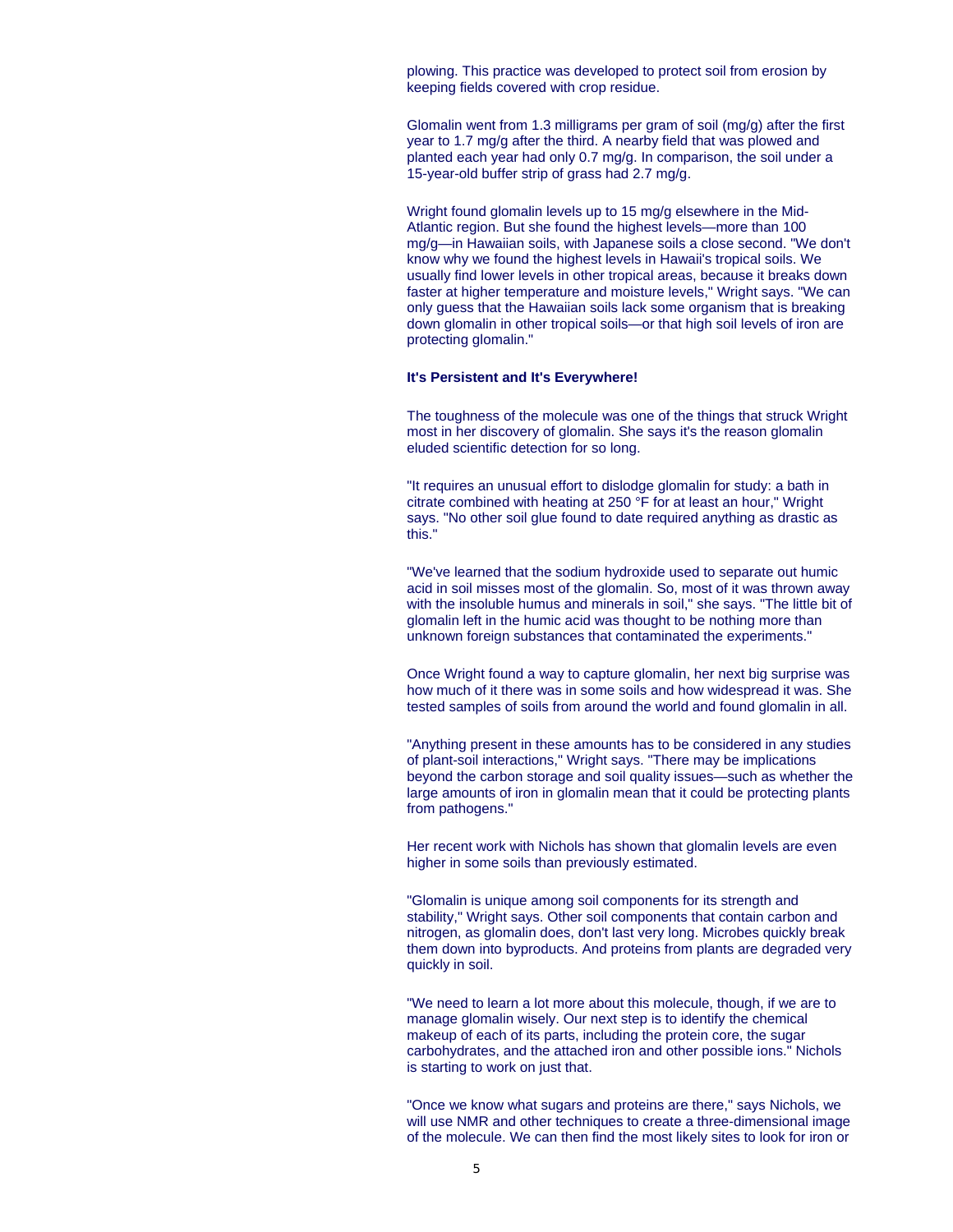plowing. This practice was developed to protect soil from erosion by keeping fields covered with crop residue.

Glomalin went from 1.3 milligrams per gram of soil (mg/g) after the first year to 1.7 mg/g after the third. A nearby field that was plowed and planted each year had only 0.7 mg/g. In comparison, the soil under a 15-year-old buffer strip of grass had 2.7 mg/g.

Wright found glomalin levels up to 15 mg/g elsewhere in the Mid-Atlantic region. But she found the highest levels—more than 100 mg/g—in Hawaiian soils, with Japanese soils a close second. "We don't know why we found the highest levels in Hawaii's tropical soils. We usually find lower levels in other tropical areas, because it breaks down faster at higher temperature and moisture levels," Wright says. "We can only guess that the Hawaiian soils lack some organism that is breaking down glomalin in other tropical soils—or that high soil levels of iron are protecting glomalin."

**It's Persistent and It's Everywhere!**

The toughness of the molecule was one of the things that struck Wright most in her discovery of glomalin. She says it's the reason glomalin eluded scientific detection for so long.

"It requires an unusual effort to dislodge glomalin for study: a bath in citrate combined with heating at 250 °F for at least an hour," Wright says. "No other soil glue found to date required anything as drastic as this."

"We've learned that the sodium hydroxide used to separate out humic acid in soil misses most of the glomalin. So, most of it was thrown away with the insoluble humus and minerals in soil," she says. "The little bit of glomalin left in the humic acid was thought to be nothing more than unknown foreign substances that contaminated the experiments."

Once Wright found a way to capture glomalin, her next big surprise was how much of it there was in some soils and how widespread it was. She tested samples of soils from around the world and found glomalin in all.

"Anything present in these amounts has to be considered in any studies of plant-soil interactions," Wright says. "There may be implications beyond the carbon storage and soil quality issues—such as whether the large amounts of iron in glomalin mean that it could be protecting plants from pathogens."

Her recent work with Nichols has shown that glomalin levels are even higher in some soils than previously estimated.

"Glomalin is unique among soil components for its strength and stability," Wright says. Other soil components that contain carbon and nitrogen, as glomalin does, don't last very long. Microbes quickly break them down into byproducts. And proteins from plants are degraded very quickly in soil.

"We need to learn a lot more about this molecule, though, if we are to manage glomalin wisely. Our next step is to identify the chemical makeup of each of its parts, including the protein core, the sugar carbohydrates, and the attached iron and other possible ions." Nichols is starting to work on just that.

"Once we know what sugars and proteins are there," says Nichols, we will use NMR and other techniques to create a three-dimensional image of the molecule. We can then find the most likely sites to look for iron or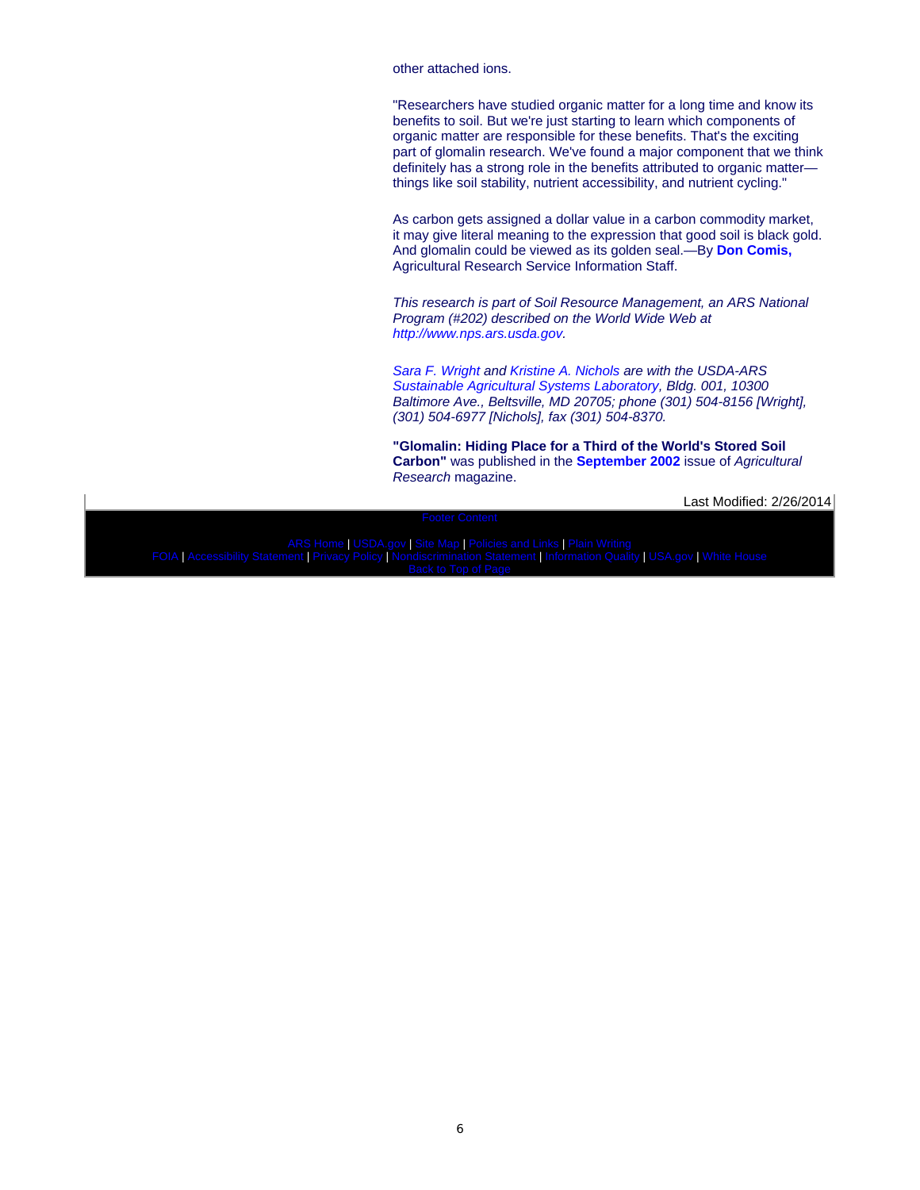other attached ions.

"Researchers have studied organic matter for a long time and know its benefits to soil. But we're just starting to learn which components of organic matter are responsible for these benefits. That's the exciting part of glomalin research. We've found a major component that we think definitely has a strong role in the benefits attributed to organic matter—things like soil stability, nutrient accessibility, and nutrient cycling."

As carbon gets assigned a dollar value in a carbon commodity market, it may give literal meaning to the expression that good soil is black gold. And glomalin could be viewed as its golden seal.—By **Don Comis,** Agricultural Research Service Information Staff.

*This research is part of Soil Resource Management, an ARS National Program (#202) described on the World Wide Web at http://www.nps.ars.usda.gov.*

*Sara F. Wright and Kristine A. Nichols are with the USDA-ARS Sustainable Agricultural Systems Laboratory, Bldg. 001, 10300 Baltimore Ave., Beltsville, MD 20705; phone (301) 504-8156 [Wright], (301) 504-6977 [Nichols], fax (301) 504-8370.*

**"Glomalin: Hiding Place for a Third of the World's Stored Soil Carbon"** was published in the **September 2002** issue of *Agricultural Research* magazine.

Last Modified: 2/26/2014

Footer Content

ARS Home | USDA.gov | Site Map | Policies and Links | Plain Writing
FOIA | Accessibility Statement | Privacy Policy | Nondiscrimination Statement | Information Quality | USA.gov | White House
Back to Top of Page